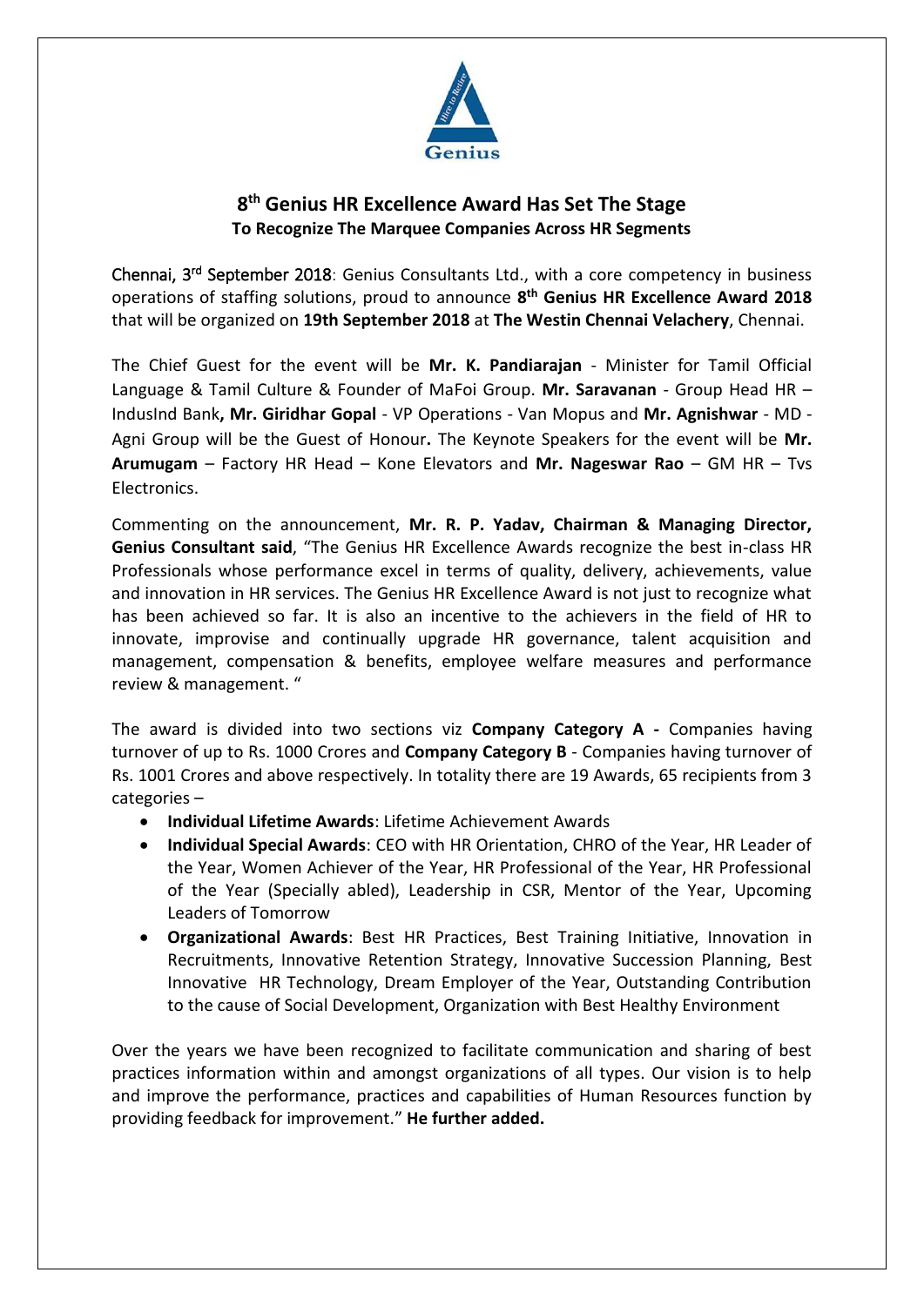# 8th Genius HR Excellence Award Has Set The Stage

**To Recognize The Marquee Companies Across HR Segments**

Chennai, 3rd September 2018: Genius Consultants Ltd., with a core competency in business operations of staffing solutions, proud to announce **8th Genius HR Excellence Award 2018** that will be organized on **19th September 2018** at **The Westin Chennai Velachery**, Chennai.

The Chief Guest for the event will be **Mr. K. Pandiarajan** - Minister for Tamil Official Language & Tamil Culture & Founder of MaFoi Group. **Mr. Saravanan** - Group Head HR – IndusInd Bank**, Mr. Giridhar Gopal** - VP Operations - Van Mopus and **Mr. Agnishwar** - MD - Agni Group will be the Guest of Honour**.** The Keynote Speakers for the event will be **Mr. Arumugam** – Factory HR Head – Kone Elevators and **Mr. Nageswar Rao** – GM HR – Tvs Electronics.

Commenting on the announcement, **Mr. R. P. Yadav, Chairman & Managing Director, Genius Consultant said**, "The Genius HR Excellence Awards recognize the best in-class HR Professionals whose performance excel in terms of quality, delivery, achievements, value and innovation in HR services. The Genius HR Excellence Award is not just to recognize what has been achieved so far. It is also an incentive to the achievers in the field of HR to innovate, improvise and continually upgrade HR governance, talent acquisition and management, compensation & benefits, employee welfare measures and performance review & management. "

The award is divided into two sections viz **Company Category A -** Companies having turnover of up to Rs. 1000 Crores and **Company Category B** - Companies having turnover of Rs. 1001 Crores and above respectively. In totality there are 19 Awards, 65 recipients from 3 categories –

- **Individual Lifetime Awards**: Lifetime Achievement Awards
- **Individual Special Awards**: CEO with HR Orientation, CHRO of the Year, HR Leader of the Year, Women Achiever of the Year, HR Professional of the Year, HR Professional of the Year (Specially abled), Leadership in CSR, Mentor of the Year, Upcoming Leaders of Tomorrow
- **Organizational Awards**: Best HR Practices, Best Training Initiative, Innovation in Recruitments, Innovative Retention Strategy, Innovative Succession Planning, Best Innovative HR Technology, Dream Employer of the Year, Outstanding Contribution to the cause of Social Development, Organization with Best Healthy Environment

Over the years we have been recognized to facilitate communication and sharing of best practices information within and amongst organizations of all types. Our vision is to help and improve the performance, practices and capabilities of Human Resources function by providing feedback for improvement." **He further added.**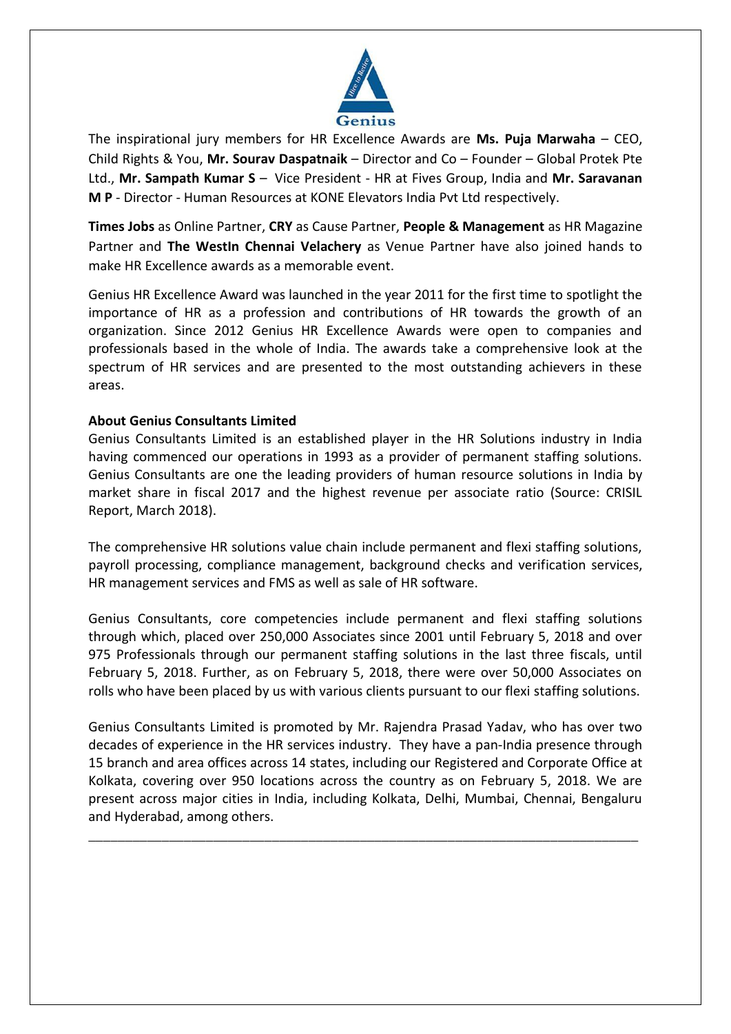The inspirational jury members for HR Excellence Awards are **Ms. Puja Marwaha** – CEO, Child Rights & You, **Mr. Sourav Daspatnaik** – Director and Co – Founder – Global Protek Pte Ltd., **Mr. Sampath Kumar S** – Vice President - HR at Fives Group, India and **Mr. Saravanan M P** - Director - Human Resources at KONE Elevators India Pvt Ltd respectively.

**Times Jobs** as Online Partner, **CRY** as Cause Partner, **People & Management** as HR Magazine Partner and **The WestIn Chennai Velachery** as Venue Partner have also joined hands to make HR Excellence awards as a memorable event.

Genius HR Excellence Award was launched in the year 2011 for the first time to spotlight the importance of HR as a profession and contributions of HR towards the growth of an organization. Since 2012 Genius HR Excellence Awards were open to companies and professionals based in the whole of India. The awards take a comprehensive look at the spectrum of HR services and are presented to the most outstanding achievers in these areas.

**About Genius Consultants Limited**

Genius Consultants Limited is an established player in the HR Solutions industry in India having commenced our operations in 1993 as a provider of permanent staffing solutions. Genius Consultants are one the leading providers of human resource solutions in India by market share in fiscal 2017 and the highest revenue per associate ratio (Source: CRISIL Report, March 2018).

The comprehensive HR solutions value chain include permanent and flexi staffing solutions, payroll processing, compliance management, background checks and verification services, HR management services and FMS as well as sale of HR software.

Genius Consultants, core competencies include permanent and flexi staffing solutions through which, placed over 250,000 Associates since 2001 until February 5, 2018 and over 975 Professionals through our permanent staffing solutions in the last three fiscals, until February 5, 2018. Further, as on February 5, 2018, there were over 50,000 Associates on rolls who have been placed by us with various clients pursuant to our flexi staffing solutions.

Genius Consultants Limited is promoted by Mr. Rajendra Prasad Yadav, who has over two decades of experience in the HR services industry. They have a pan-India presence through 15 branch and area offices across 14 states, including our Registered and Corporate Office at Kolkata, covering over 950 locations across the country as on February 5, 2018. We are present across major cities in India, including Kolkata, Delhi, Mumbai, Chennai, Bengaluru and Hyderabad, among others.

---